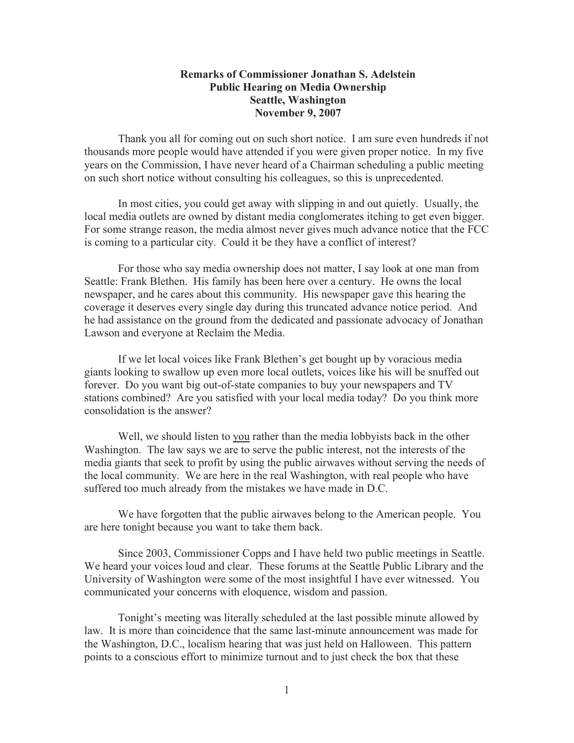**Remarks of Commissioner Jonathan S. Adelstein**
**Public Hearing on Media Ownership**
**Seattle, Washington**
**November 9, 2007**

Thank you all for coming out on such short notice. I am sure even hundreds if not thousands more people would have attended if you were given proper notice. In my five years on the Commission, I have never heard of a Chairman scheduling a public meeting on such short notice without consulting his colleagues, so this is unprecedented.

In most cities, you could get away with slipping in and out quietly. Usually, the local media outlets are owned by distant media conglomerates itching to get even bigger. For some strange reason, the media almost never gives much advance notice that the FCC is coming to a particular city. Could it be they have a conflict of interest?

For those who say media ownership does not matter, I say look at one man from Seattle: Frank Blethen. His family has been here over a century. He owns the local newspaper, and he cares about this community. His newspaper gave this hearing the coverage it deserves every single day during this truncated advance notice period. And he had assistance on the ground from the dedicated and passionate advocacy of Jonathan Lawson and everyone at Reclaim the Media.

If we let local voices like Frank Blethen's get bought up by voracious media giants looking to swallow up even more local outlets, voices like his will be snuffed out forever. Do you want big out-of-state companies to buy your newspapers and TV stations combined? Are you satisfied with your local media today? Do you think more consolidation is the answer?

Well, we should listen to <u>you</u> rather than the media lobbyists back in the other Washington. The law says we are to serve the public interest, not the interests of the media giants that seek to profit by using the public airwaves without serving the needs of the local community. We are here in the real Washington, with real people who have suffered too much already from the mistakes we have made in D.C.

We have forgotten that the public airwaves belong to the American people. You are here tonight because you want to take them back.

Since 2003, Commissioner Copps and I have held two public meetings in Seattle. We heard your voices loud and clear. These forums at the Seattle Public Library and the University of Washington were some of the most insightful I have ever witnessed. You communicated your concerns with eloquence, wisdom and passion.

Tonight's meeting was literally scheduled at the last possible minute allowed by law. It is more than coincidence that the same last-minute announcement was made for the Washington, D.C., localism hearing that was just held on Halloween. This pattern points to a conscious effort to minimize turnout and to just check the box that these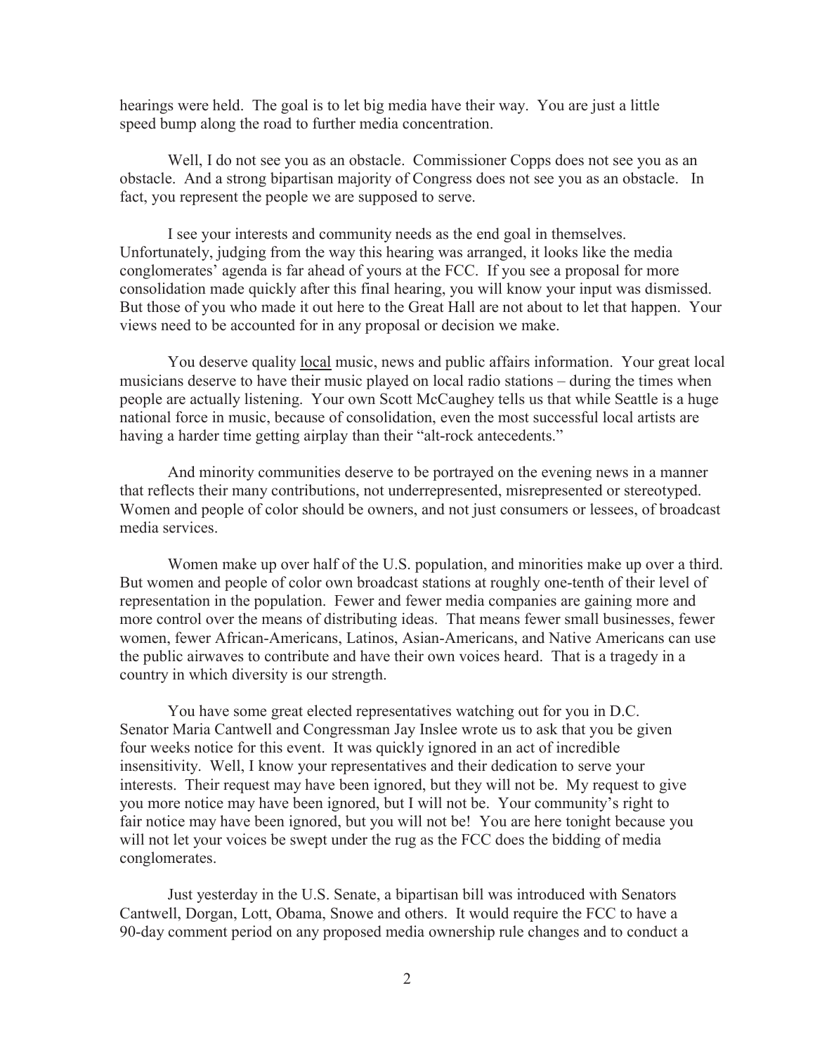hearings were held. The goal is to let big media have their way. You are just a little speed bump along the road to further media concentration.

Well, I do not see you as an obstacle. Commissioner Copps does not see you as an obstacle. And a strong bipartisan majority of Congress does not see you as an obstacle. In fact, you represent the people we are supposed to serve.

I see your interests and community needs as the end goal in themselves. Unfortunately, judging from the way this hearing was arranged, it looks like the media conglomerates' agenda is far ahead of yours at the FCC. If you see a proposal for more consolidation made quickly after this final hearing, you will know your input was dismissed. But those of you who made it out here to the Great Hall are not about to let that happen. Your views need to be accounted for in any proposal or decision we make.

You deserve quality <u>local</u> music, news and public affairs information. Your great local musicians deserve to have their music played on local radio stations – during the times when people are actually listening. Your own Scott McCaughey tells us that while Seattle is a huge national force in music, because of consolidation, even the most successful local artists are having a harder time getting airplay than their "alt-rock antecedents."

And minority communities deserve to be portrayed on the evening news in a manner that reflects their many contributions, not underrepresented, misrepresented or stereotyped. Women and people of color should be owners, and not just consumers or lessees, of broadcast media services.

Women make up over half of the U.S. population, and minorities make up over a third. But women and people of color own broadcast stations at roughly one-tenth of their level of representation in the population. Fewer and fewer media companies are gaining more and more control over the means of distributing ideas. That means fewer small businesses, fewer women, fewer African-Americans, Latinos, Asian-Americans, and Native Americans can use the public airwaves to contribute and have their own voices heard. That is a tragedy in a country in which diversity is our strength.

You have some great elected representatives watching out for you in D.C. Senator Maria Cantwell and Congressman Jay Inslee wrote us to ask that you be given four weeks notice for this event. It was quickly ignored in an act of incredible insensitivity. Well, I know your representatives and their dedication to serve your interests. Their request may have been ignored, but they will not be. My request to give you more notice may have been ignored, but I will not be. Your community's right to fair notice may have been ignored, but you will not be! You are here tonight because you will not let your voices be swept under the rug as the FCC does the bidding of media conglomerates.

Just yesterday in the U.S. Senate, a bipartisan bill was introduced with Senators Cantwell, Dorgan, Lott, Obama, Snowe and others. It would require the FCC to have a 90-day comment period on any proposed media ownership rule changes and to conduct a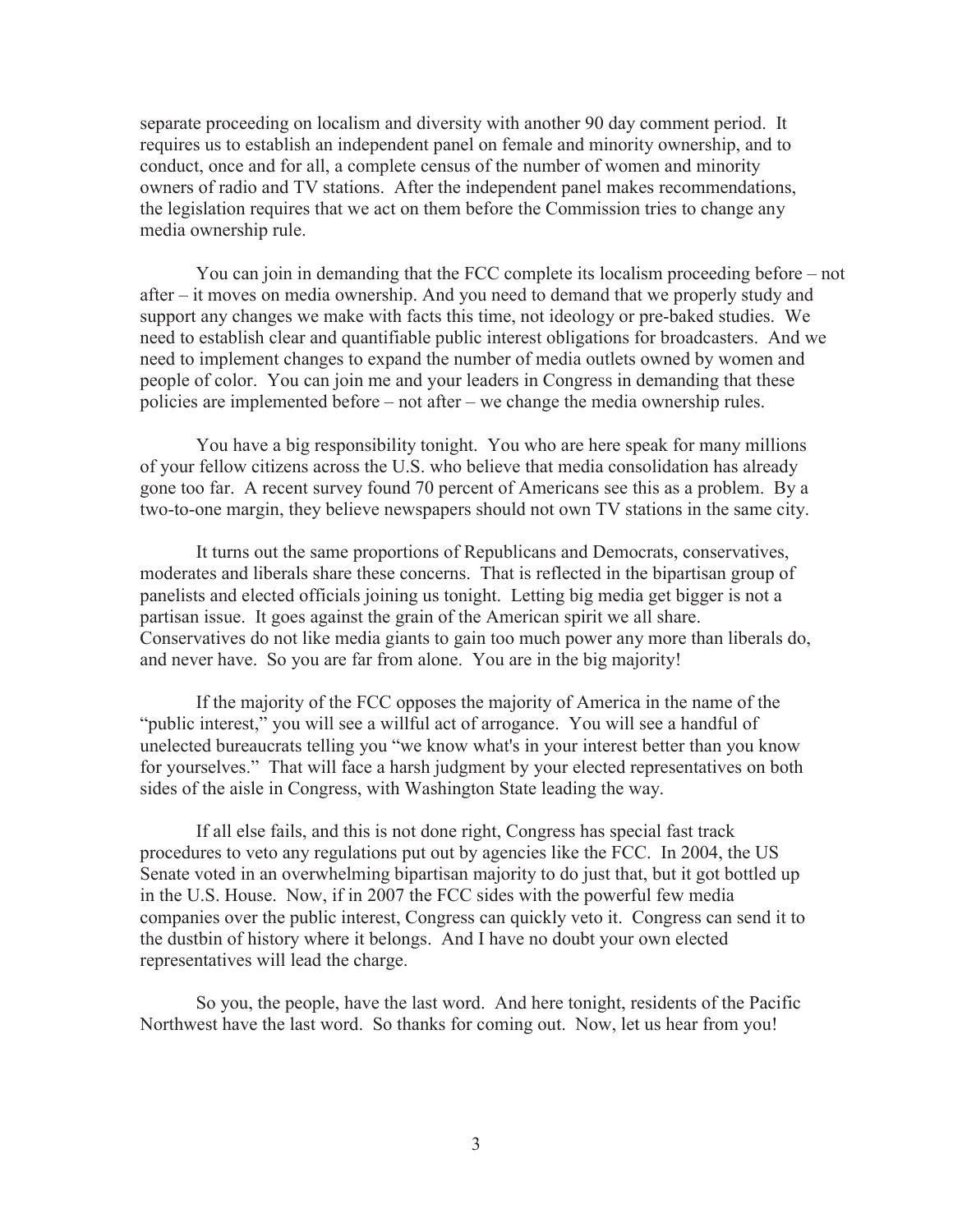separate proceeding on localism and diversity with another 90 day comment period. It requires us to establish an independent panel on female and minority ownership, and to conduct, once and for all, a complete census of the number of women and minority owners of radio and TV stations. After the independent panel makes recommendations, the legislation requires that we act on them before the Commission tries to change any media ownership rule.

You can join in demanding that the FCC complete its localism proceeding before – not after – it moves on media ownership. And you need to demand that we properly study and support any changes we make with facts this time, not ideology or pre-baked studies. We need to establish clear and quantifiable public interest obligations for broadcasters. And we need to implement changes to expand the number of media outlets owned by women and people of color. You can join me and your leaders in Congress in demanding that these policies are implemented before – not after – we change the media ownership rules.

You have a big responsibility tonight. You who are here speak for many millions of your fellow citizens across the U.S. who believe that media consolidation has already gone too far. A recent survey found 70 percent of Americans see this as a problem. By a two-to-one margin, they believe newspapers should not own TV stations in the same city.

It turns out the same proportions of Republicans and Democrats, conservatives, moderates and liberals share these concerns. That is reflected in the bipartisan group of panelists and elected officials joining us tonight. Letting big media get bigger is not a partisan issue. It goes against the grain of the American spirit we all share. Conservatives do not like media giants to gain too much power any more than liberals do, and never have. So you are far from alone. You are in the big majority!

If the majority of the FCC opposes the majority of America in the name of the "public interest," you will see a willful act of arrogance. You will see a handful of unelected bureaucrats telling you "we know what's in your interest better than you know for yourselves." That will face a harsh judgment by your elected representatives on both sides of the aisle in Congress, with Washington State leading the way.

If all else fails, and this is not done right, Congress has special fast track procedures to veto any regulations put out by agencies like the FCC. In 2004, the US Senate voted in an overwhelming bipartisan majority to do just that, but it got bottled up in the U.S. House. Now, if in 2007 the FCC sides with the powerful few media companies over the public interest, Congress can quickly veto it. Congress can send it to the dustbin of history where it belongs. And I have no doubt your own elected representatives will lead the charge.

So you, the people, have the last word. And here tonight, residents of the Pacific Northwest have the last word. So thanks for coming out. Now, let us hear from you!